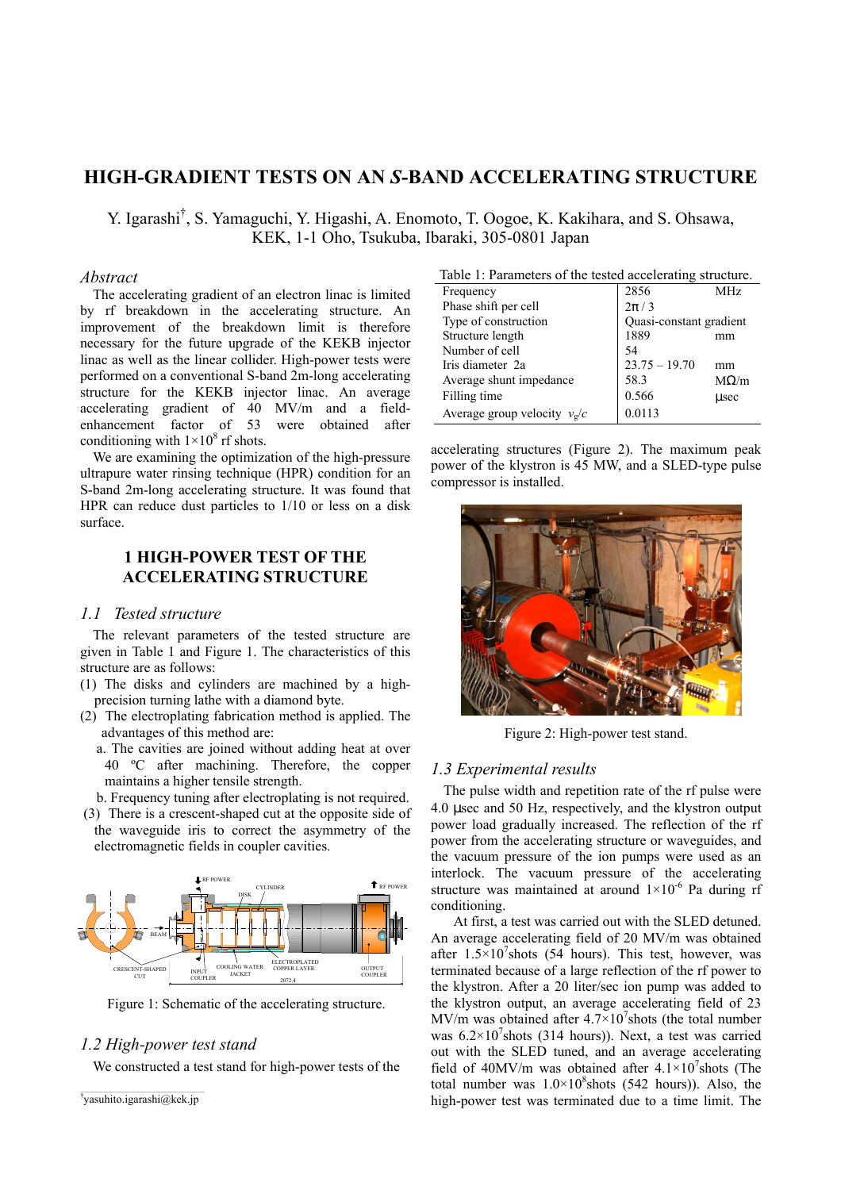# HIGH-GRADIENT TESTS ON AN *S*-BAND ACCELERATING STRUCTURE

Y. Igarashi[†], S. Yamaguchi, Y. Higashi, A. Enomoto, T. Oogoe, K. Kakihara, and S. Ohsawa, KEK, 1-1 Oho, Tsukuba, Ibaraki, 305-0801 Japan

## *Abstract*

The accelerating gradient of an electron linac is limited by rf breakdown in the accelerating structure. An improvement of the breakdown limit is therefore necessary for the future upgrade of the KEKB injector linac as well as the linear collider. High-power tests were performed on a conventional S-band 2m-long accelerating structure for the KEKB injector linac. An average accelerating gradient of 40 MV/m and a field-enhancement factor of 53 were obtained after conditioning with $1\times10^8$ rf shots.

We are examining the optimization of the high-pressure ultrapure water rinsing technique (HPR) condition for an S-band 2m-long accelerating structure. It was found that HPR can reduce dust particles to 1/10 or less on a disk surface.

## 1 HIGH-POWER TEST OF THE ACCELERATING STRUCTURE

### *1.1 Tested structure*

The relevant parameters of the tested structure are given in Table 1 and Figure 1. The characteristics of this structure are as follows:

(1) The disks and cylinders are machined by a high-precision turning lathe with a diamond byte.

(2) The electroplating fabrication method is applied. The advantages of this method are:

a. The cavities are joined without adding heat at over 40 ºC after machining. Therefore, the copper maintains a higher tensile strength.

b. Frequency tuning after electroplating is not required.

(3) There is a crescent-shaped cut at the opposite side of the waveguide iris to correct the asymmetry of the electromagnetic fields in coupler cavities.

Figure 1: Schematic of the accelerating structure.

### *1.2 High-power test stand*

We constructed a test stand for high-power tests of the accelerating structures (Figure 2). The maximum peak power of the klystron is 45 MW, and a SLED-type pulse compressor is installed.

Table 1: Parameters of the tested accelerating structure.

| Parameter | Value | Unit |
|---|---|---|
| Frequency | 2856 | MHz |
| Phase shift per cell | $2\pi/3$ | |
| Type of construction | Quasi-constant gradient | |
| Structure length | 1889 | mm |
| Number of cell | 54 | |
| Iris diameter 2a | 23.75 – 19.70 | mm |
| Average shunt impedance | 58.3 | MΩ/m |
| Filling time | 0.566 | μsec |
| Average group velocity $v_g/c$ | 0.0113 | |

Figure 2: High-power test stand.

### *1.3 Experimental results*

The pulse width and repetition rate of the rf pulse were 4.0 μsec and 50 Hz, respectively, and the klystron output power load gradually increased. The reflection of the rf power from the accelerating structure or waveguides, and the vacuum pressure of the ion pumps were used as an interlock. The vacuum pressure of the accelerating structure was maintained at around $1\times10^{-6}$ Pa during rf conditioning.

At first, a test was carried out with the SLED detuned. An average accelerating field of 20 MV/m was obtained after $1.5\times10^7$shots (54 hours). This test, however, was terminated because of a large reflection of the rf power to the klystron. After a 20 liter/sec ion pump was added to the klystron output, an average accelerating field of 23 MV/m was obtained after $4.7\times10^7$shots (the total number was $6.2\times10^7$shots (314 hours)). Next, a test was carried out with the SLED tuned, and an average accelerating field of 40MV/m was obtained after $4.1\times10^7$shots (The total number was $1.0\times10^8$shots (542 hours)). Also, the high-power test was terminated due to a time limit. The

[†] yasuhito.igarashi@kek.jp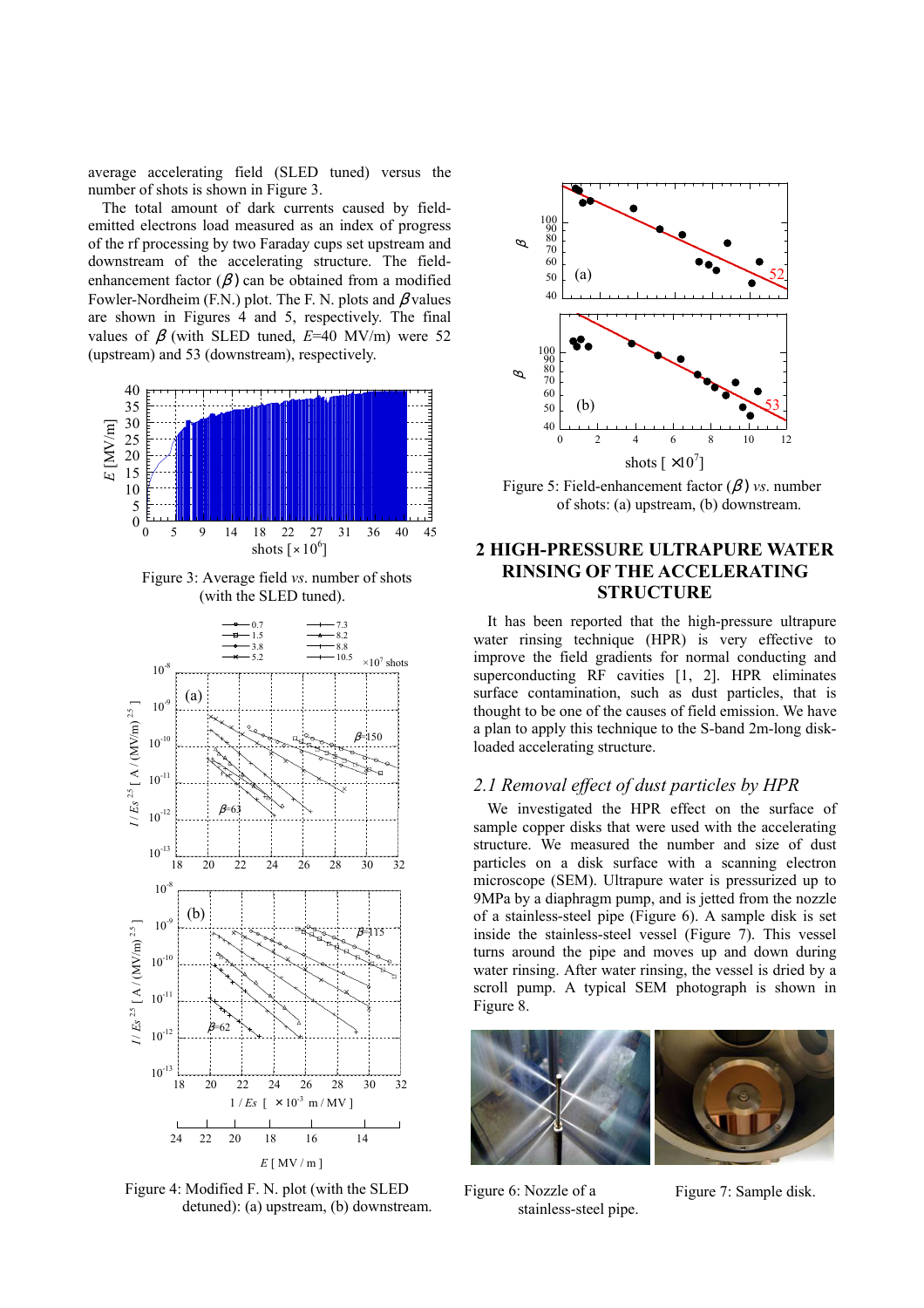average accelerating field (SLED tuned) versus the number of shots is shown in Figure 3.

The total amount of dark currents caused by field-emitted electrons load measured as an index of progress of the rf processing by two Faraday cups set upstream and downstream of the accelerating structure. The field-enhancement factor ($\beta$) can be obtained from a modified Fowler-Nordheim (F.N.) plot. The F. N. plots and $\beta$ values are shown in Figures 4 and 5, respectively. The final values of $\beta$ (with SLED tuned, $E$=40 MV/m) were 52 (upstream) and 53 (downstream), respectively.

Figure 3: Average field *vs*. number of shots (with the SLED tuned).

Figure 4: Modified F. N. plot (with the SLED detuned): (a) upstream, (b) downstream.

Figure 5: Field-enhancement factor ($\beta$) *vs*. number of shots: (a) upstream, (b) downstream.

## 2 HIGH-PRESSURE ULTRAPURE WATER RINSING OF THE ACCELERATING STRUCTURE

It has been reported that the high-pressure ultrapure water rinsing technique (HPR) is very effective to improve the field gradients for normal conducting and superconducting RF cavities [1, 2]. HPR eliminates surface contamination, such as dust particles, that is thought to be one of the causes of field emission. We have a plan to apply this technique to the S-band 2m-long disk-loaded accelerating structure.

### *2.1 Removal effect of dust particles by HPR*

We investigated the HPR effect on the surface of sample copper disks that were used with the accelerating structure. We measured the number and size of dust particles on a disk surface with a scanning electron microscope (SEM). Ultrapure water is pressurized up to 9MPa by a diaphragm pump, and is jetted from the nozzle of a stainless-steel pipe (Figure 6). A sample disk is set inside the stainless-steel vessel (Figure 7). This vessel turns around the pipe and moves up and down during water rinsing. After water rinsing, the vessel is dried by a scroll pump. A typical SEM photograph is shown in Figure 8.

Figure 6: Nozzle of a stainless-steel pipe.

Figure 7: Sample disk.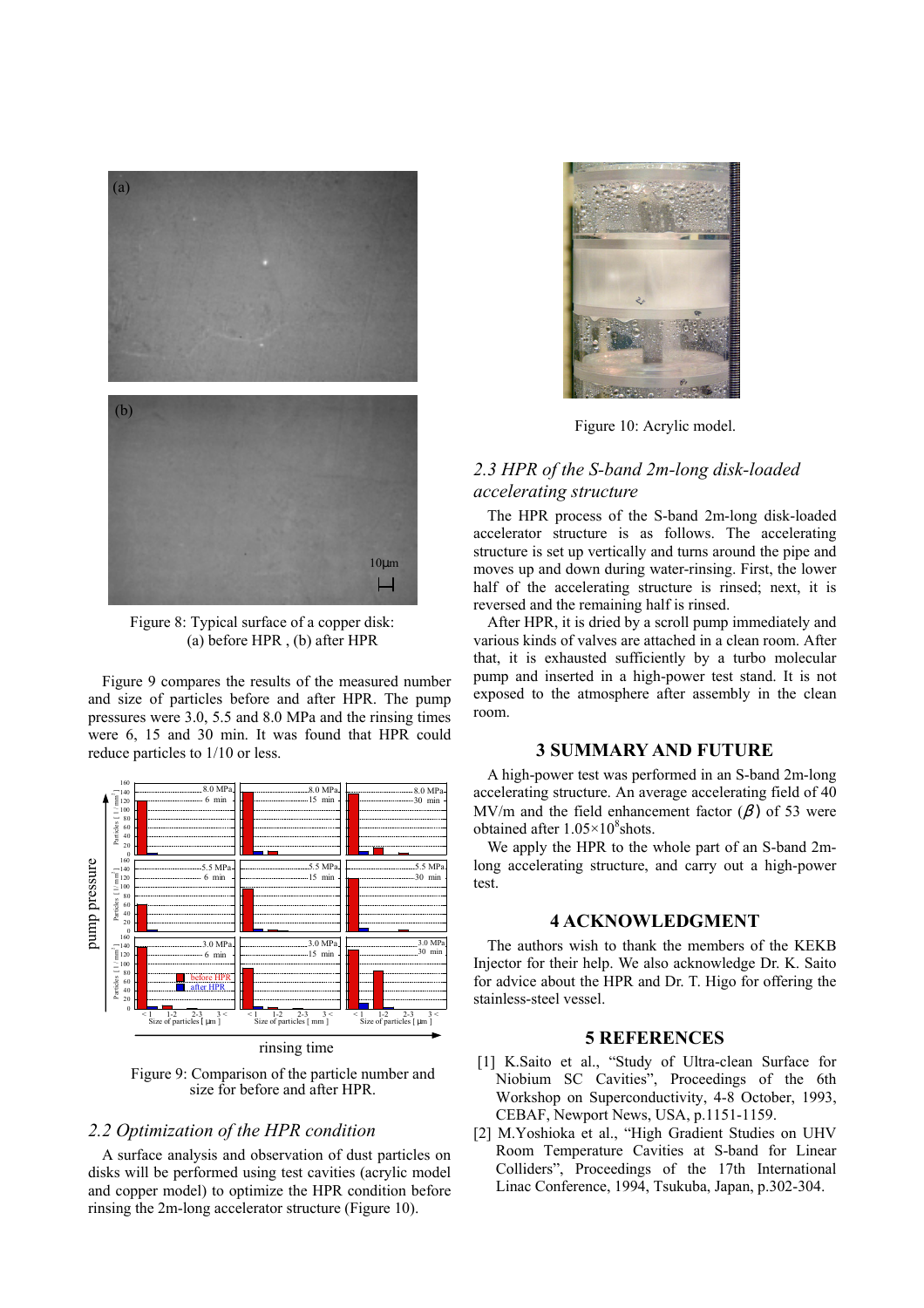(a)

(b)

10μm

Figure 8: Typical surface of a copper disk: (a) before HPR , (b) after HPR

Figure 9 compares the results of the measured number and size of particles before and after HPR. The pump pressures were 3.0, 5.5 and 8.0 MPa and the rinsing times were 6, 15 and 30 min. It was found that HPR could reduce particles to 1/10 or less.

pump pressure

Particles [ 1 / mm² ]

8.0 MPa 6 min
8.0 MPa 15 min
8.0 MPa 30 min
5.5 MPa 6 min
5.5 MPa 15 min
5.5 MPa 30 min
3.0 MPa 6 min
3.0 MPa 15 min
3.0 MPa 30 min

before HPR
after HPR

< 1 1-2 2-3 3 <
Size of particles [ μm ]

rinsing time

Figure 9: Comparison of the particle number and size for before and after HPR.

## 2.2 Optimization of the HPR condition

A surface analysis and observation of dust particles on disks will be performed using test cavities (acrylic model and copper model) to optimize the HPR condition before rinsing the 2m-long accelerator structure (Figure 10).

Figure 10: Acrylic model.

## 2.3 HPR of the S-band 2m-long disk-loaded accelerating structure

The HPR process of the S-band 2m-long disk-loaded accelerator structure is as follows. The accelerating structure is set up vertically and turns around the pipe and moves up and down during water-rinsing. First, the lower half of the accelerating structure is rinsed; next, it is reversed and the remaining half is rinsed.

After HPR, it is dried by a scroll pump immediately and various kinds of valves are attached in a clean room. After that, it is exhausted sufficiently by a turbo molecular pump and inserted in a high-power test stand. It is not exposed to the atmosphere after assembly in the clean room.

## 3 SUMMARY AND FUTURE

A high-power test was performed in an S-band 2m-long accelerating structure. An average accelerating field of 40 MV/m and the field enhancement factor ($\beta$) of 53 were obtained after $1.05\times10^{8}$shots.

We apply the HPR to the whole part of an S-band 2m-long accelerating structure, and carry out a high-power test.

## 4 ACKNOWLEDGMENT

The authors wish to thank the members of the KEKB Injector for their help. We also acknowledge Dr. K. Saito for advice about the HPR and Dr. T. Higo for offering the stainless-steel vessel.

## 5 REFERENCES

[1] K.Saito et al., "Study of Ultra-clean Surface for Niobium SC Cavities", Proceedings of the 6th Workshop on Superconductivity, 4-8 October, 1993, CEBAF, Newport News, USA, p.1151-1159.

[2] M.Yoshioka et al., "High Gradient Studies on UHV Room Temperature Cavities at S-band for Linear Colliders", Proceedings of the 17th International Linac Conference, 1994, Tsukuba, Japan, p.302-304.